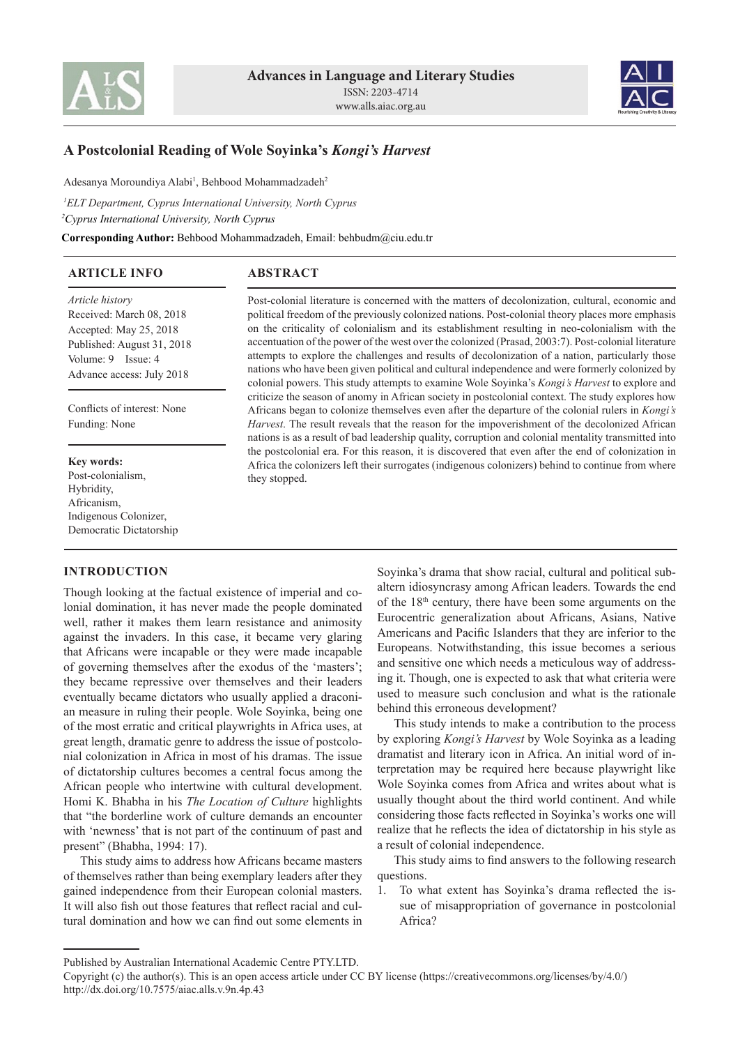# A Postcolonial Reading of Wole Soyinka's *Kongi's Harvest*

Adesanya Moroundiya Alabi[1], Behbood Mohammadzadeh[2]

[1]*ELT Department, Cyprus International University, North Cyprus*
[2]*Cyprus International University, North Cyprus*

**Corresponding Author:** Behbood Mohammadzadeh, Email: behbudm@ciu.edu.tr

## ARTICLE INFO

*Article history*
Received: March 08, 2018
Accepted: May 25, 2018
Published: August 31, 2018
Volume: 9 Issue: 4
Advance access: July 2018

Conflicts of interest: None
Funding: None

**Key words:**
Post-colonialism,
Hybridity,
Africanism,
Indigenous Colonizer,
Democratic Dictatorship

## ABSTRACT

Post-colonial literature is concerned with the matters of decolonization, cultural, economic and political freedom of the previously colonized nations. Post-colonial theory places more emphasis on the criticality of colonialism and its establishment resulting in neo-colonialism with the accentuation of the power of the west over the colonized (Prasad, 2003:7). Post-colonial literature attempts to explore the challenges and results of decolonization of a nation, particularly those nations who have been given political and cultural independence and were formerly colonized by colonial powers. This study attempts to examine Wole Soyinka's *Kongi's Harvest* to explore and criticize the season of anomy in African society in postcolonial context. The study explores how Africans began to colonize themselves even after the departure of the colonial rulers in *Kongi's Harvest*. The result reveals that the reason for the impoverishment of the decolonized African nations is as a result of bad leadership quality, corruption and colonial mentality transmitted into the postcolonial era. For this reason, it is discovered that even after the end of colonization in Africa the colonizers left their surrogates (indigenous colonizers) behind to continue from where they stopped.

## INTRODUCTION

Though looking at the factual existence of imperial and colonial domination, it has never made the people dominated well, rather it makes them learn resistance and animosity against the invaders. In this case, it became very glaring that Africans were incapable or they were made incapable of governing themselves after the exodus of the 'masters'; they became repressive over themselves and their leaders eventually became dictators who usually applied a draconian measure in ruling their people. Wole Soyinka, being one of the most erratic and critical playwrights in Africa uses, at great length, dramatic genre to address the issue of postcolonial colonization in Africa in most of his dramas. The issue of dictatorship cultures becomes a central focus among the African people who intertwine with cultural development. Homi K. Bhabha in his *The Location of Culture* highlights that "the borderline work of culture demands an encounter with 'newness' that is not part of the continuum of past and present" (Bhabha, 1994: 17).

This study aims to address how Africans became masters of themselves rather than being exemplary leaders after they gained independence from their European colonial masters. It will also fish out those features that reflect racial and cultural domination and how we can find out some elements in Soyinka's drama that show racial, cultural and political subaltern idiosyncrasy among African leaders. Towards the end of the 18th century, there have been some arguments on the Eurocentric generalization about Africans, Asians, Native Americans and Pacific Islanders that they are inferior to the Europeans. Notwithstanding, this issue becomes a serious and sensitive one which needs a meticulous way of addressing it. Though, one is expected to ask that what criteria were used to measure such conclusion and what is the rationale behind this erroneous development?

This study intends to make a contribution to the process by exploring *Kongi's Harvest* by Wole Soyinka as a leading dramatist and literary icon in Africa. An initial word of interpretation may be required here because playwright like Wole Soyinka comes from Africa and writes about what is usually thought about the third world continent. And while considering those facts reflected in Soyinka's works one will realize that he reflects the idea of dictatorship in his style as a result of colonial independence.

This study aims to find answers to the following research questions.

1. To what extent has Soyinka's drama reflected the issue of misappropriation of governance in postcolonial Africa?

Published by Australian International Academic Centre PTY.LTD.
Copyright (c) the author(s). This is an open access article under CC BY license (https://creativecommons.org/licenses/by/4.0/)
http://dx.doi.org/10.7575/aiac.alls.v.9n.4p.43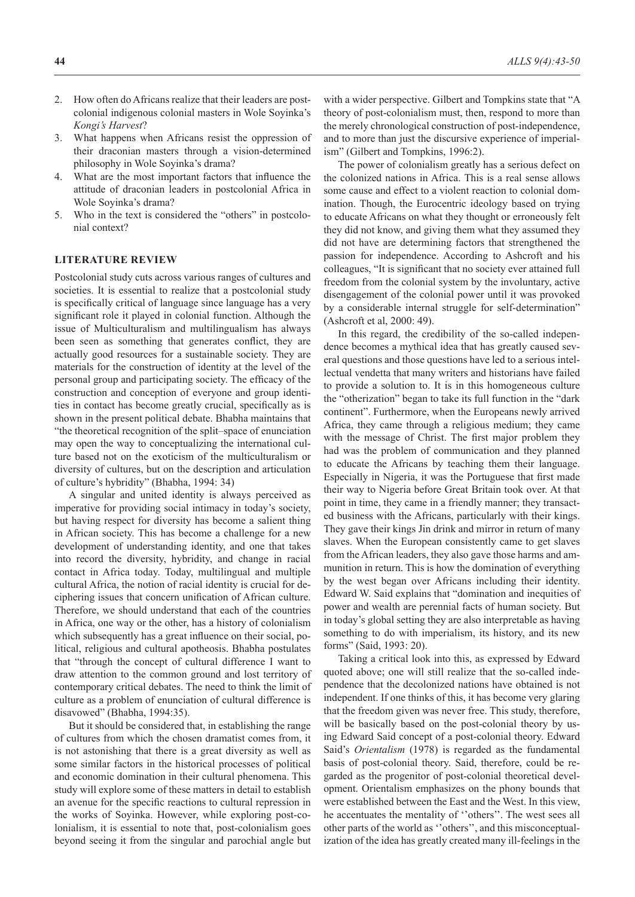2. How often do Africans realize that their leaders are post-colonial indigenous colonial masters in Wole Soyinka's *Kongi's Harvest*?
3. What happens when Africans resist the oppression of their draconian masters through a vision-determined philosophy in Wole Soyinka's drama?
4. What are the most important factors that influence the attitude of draconian leaders in postcolonial Africa in Wole Soyinka's drama?
5. Who in the text is considered the "others" in postcolonial context?

## LITERATURE REVIEW

Postcolonial study cuts across various ranges of cultures and societies. It is essential to realize that a postcolonial study is specifically critical of language since language has a very significant role it played in colonial function. Although the issue of Multiculturalism and multilingualism has always been seen as something that generates conflict, they are actually good resources for a sustainable society. They are materials for the construction of identity at the level of the personal group and participating society. The efficacy of the construction and conception of everyone and group identities in contact has become greatly crucial, specifically as is shown in the present political debate. Bhabha maintains that "the theoretical recognition of the split–space of enunciation may open the way to conceptualizing the international culture based not on the exoticism of the multiculturalism or diversity of cultures, but on the description and articulation of culture's hybridity" (Bhabha, 1994: 34)

A singular and united identity is always perceived as imperative for providing social intimacy in today's society, but having respect for diversity has become a salient thing in African society. This has become a challenge for a new development of understanding identity, and one that takes into record the diversity, hybridity, and change in racial contact in Africa today. Today, multilingual and multiple cultural Africa, the notion of racial identity is crucial for deciphering issues that concern unification of African culture. Therefore, we should understand that each of the countries in Africa, one way or the other, has a history of colonialism which subsequently has a great influence on their social, political, religious and cultural apotheosis. Bhabha postulates that "through the concept of cultural difference I want to draw attention to the common ground and lost territory of contemporary critical debates. The need to think the limit of culture as a problem of enunciation of cultural difference is disavowed" (Bhabha, 1994:35).

But it should be considered that, in establishing the range of cultures from which the chosen dramatist comes from, it is not astonishing that there is a great diversity as well as some similar factors in the historical processes of political and economic domination in their cultural phenomena. This study will explore some of these matters in detail to establish an avenue for the specific reactions to cultural repression in the works of Soyinka. However, while exploring post-colonialism, it is essential to note that, post-colonialism goes beyond seeing it from the singular and parochial angle but with a wider perspective. Gilbert and Tompkins state that "A theory of post-colonialism must, then, respond to more than the merely chronological construction of post-independence, and to more than just the discursive experience of imperialism" (Gilbert and Tompkins, 1996:2).

The power of colonialism greatly has a serious defect on the colonized nations in Africa. This is a real sense allows some cause and effect to a violent reaction to colonial domination. Though, the Eurocentric ideology based on trying to educate Africans on what they thought or erroneously felt they did not know, and giving them what they assumed they did not have are determining factors that strengthened the passion for independence. According to Ashcroft and his colleagues, "It is significant that no society ever attained full freedom from the colonial system by the involuntary, active disengagement of the colonial power until it was provoked by a considerable internal struggle for self-determination" (Ashcroft et al, 2000: 49).

In this regard, the credibility of the so-called independence becomes a mythical idea that has greatly caused several questions and those questions have led to a serious intellectual vendetta that many writers and historians have failed to provide a solution to. It is in this homogeneous culture the "otherization" began to take its full function in the "dark continent". Furthermore, when the Europeans newly arrived Africa, they came through a religious medium; they came with the message of Christ. The first major problem they had was the problem of communication and they planned to educate the Africans by teaching them their language. Especially in Nigeria, it was the Portuguese that first made their way to Nigeria before Great Britain took over. At that point in time, they came in a friendly manner; they transacted business with the Africans, particularly with their kings. They gave their kings Jin drink and mirror in return of many slaves. When the European consistently came to get slaves from the African leaders, they also gave those harms and ammunition in return. This is how the domination of everything by the west began over Africans including their identity. Edward W. Said explains that "domination and inequities of power and wealth are perennial facts of human society. But in today's global setting they are also interpretable as having something to do with imperialism, its history, and its new forms" (Said, 1993: 20).

Taking a critical look into this, as expressed by Edward quoted above; one will still realize that the so-called independence that the decolonized nations have obtained is not independent. If one thinks of this, it has become very glaring that the freedom given was never free. This study, therefore, will be basically based on the post-colonial theory by using Edward Said concept of a post-colonial theory. Edward Said's *Orientalism* (1978) is regarded as the fundamental basis of post-colonial theory. Said, therefore, could be regarded as the progenitor of post-colonial theoretical development. Orientalism emphasizes on the phony bounds that were established between the East and the West. In this view, he accentuates the mentality of ''others''. The west sees all other parts of the world as ''others'', and this misconceptualization of the idea has greatly created many ill-feelings in the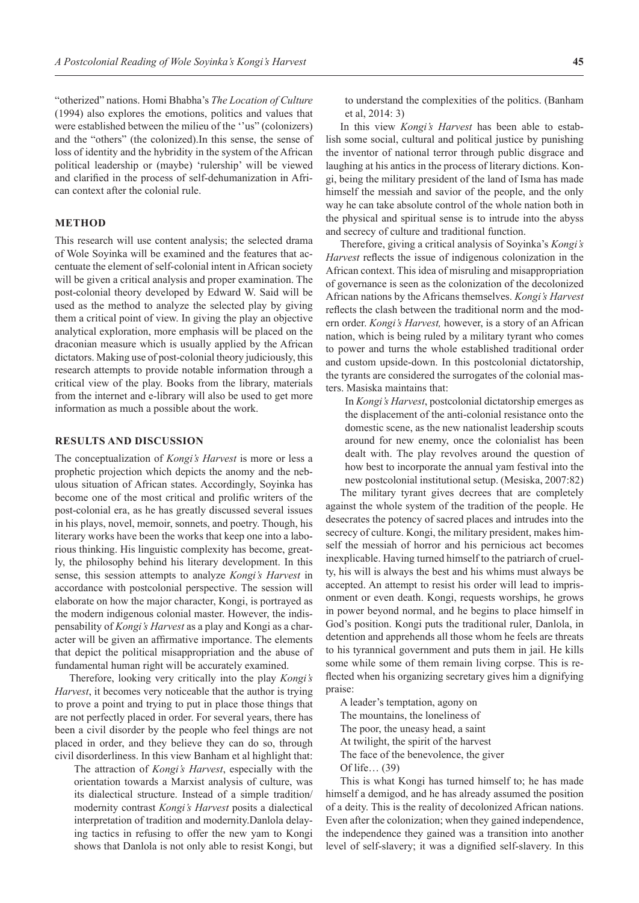"otherized" nations. Homi Bhabha's *The Location of Culture* (1994) also explores the emotions, politics and values that were established between the milieu of the ''us" (colonizers) and the "others" (the colonized).In this sense, the sense of loss of identity and the hybridity in the system of the African political leadership or (maybe) 'rulership' will be viewed and clarified in the process of self-dehumanization in African context after the colonial rule.

## METHOD

This research will use content analysis; the selected drama of Wole Soyinka will be examined and the features that accentuate the element of self-colonial intent in African society will be given a critical analysis and proper examination. The post-colonial theory developed by Edward W. Said will be used as the method to analyze the selected play by giving them a critical point of view. In giving the play an objective analytical exploration, more emphasis will be placed on the draconian measure which is usually applied by the African dictators. Making use of post-colonial theory judiciously, this research attempts to provide notable information through a critical view of the play. Books from the library, materials from the internet and e-library will also be used to get more information as much a possible about the work.

## RESULTS AND DISCUSSION

The conceptualization of *Kongi's Harvest* is more or less a prophetic projection which depicts the anomy and the nebulous situation of African states. Accordingly, Soyinka has become one of the most critical and prolific writers of the post-colonial era, as he has greatly discussed several issues in his plays, novel, memoir, sonnets, and poetry. Though, his literary works have been the works that keep one into a laborious thinking. His linguistic complexity has become, greatly, the philosophy behind his literary development. In this sense, this session attempts to analyze *Kongi's Harvest* in accordance with postcolonial perspective. The session will elaborate on how the major character, Kongi, is portrayed as the modern indigenous colonial master. However, the indispensability of *Kongi's Harvest* as a play and Kongi as a character will be given an affirmative importance. The elements that depict the political misappropriation and the abuse of fundamental human right will be accurately examined.

Therefore, looking very critically into the play *Kongi's Harvest*, it becomes very noticeable that the author is trying to prove a point and trying to put in place those things that are not perfectly placed in order. For several years, there has been a civil disorder by the people who feel things are not placed in order, and they believe they can do so, through civil disorderliness. In this view Banham et al highlight that:

> The attraction of *Kongi's Harvest*, especially with the orientation towards a Marxist analysis of culture, was its dialectical structure. Instead of a simple tradition/ modernity contrast *Kongi's Harvest* posits a dialectical interpretation of tradition and modernity.Danlola delaying tactics in refusing to offer the new yam to Kongi shows that Danlola is not only able to resist Kongi, but to understand the complexities of the politics. (Banham et al, 2014: 3)

In this view *Kongi's Harvest* has been able to establish some social, cultural and political justice by punishing the inventor of national terror through public disgrace and laughing at his antics in the process of literary dictions. Kongi, being the military president of the land of Isma has made himself the messiah and savior of the people, and the only way he can take absolute control of the whole nation both in the physical and spiritual sense is to intrude into the abyss and secrecy of culture and traditional function.

Therefore, giving a critical analysis of Soyinka's *Kongi's Harvest* reflects the issue of indigenous colonization in the African context. This idea of misruling and misappropriation of governance is seen as the colonization of the decolonized African nations by the Africans themselves. *Kongi's Harvest* reflects the clash between the traditional norm and the modern order. *Kongi's Harvest,* however, is a story of an African nation, which is being ruled by a military tyrant who comes to power and turns the whole established traditional order and custom upside-down. In this postcolonial dictatorship, the tyrants are considered the surrogates of the colonial masters. Masiska maintains that:

> In *Kongi's Harvest*, postcolonial dictatorship emerges as the displacement of the anti-colonial resistance onto the domestic scene, as the new nationalist leadership scouts around for new enemy, once the colonialist has been dealt with. The play revolves around the question of how best to incorporate the annual yam festival into the new postcolonial institutional setup. (Mesiska, 2007:82)

The military tyrant gives decrees that are completely against the whole system of the tradition of the people. He desecrates the potency of sacred places and intrudes into the secrecy of culture. Kongi, the military president, makes himself the messiah of horror and his pernicious act becomes inexplicable. Having turned himself to the patriarch of cruelty, his will is always the best and his whims must always be accepted. An attempt to resist his order will lead to imprisonment or even death. Kongi, requests worships, he grows in power beyond normal, and he begins to place himself in God's position. Kongi puts the traditional ruler, Danlola, in detention and apprehends all those whom he feels are threats to his tyrannical government and puts them in jail. He kills some while some of them remain living corpse. This is reflected when his organizing secretary gives him a dignifying praise:

> A leader's temptation, agony on
> The mountains, the loneliness of
> The poor, the uneasy head, a saint
> At twilight, the spirit of the harvest
> The face of the benevolence, the giver
> Of life… (39)

This is what Kongi has turned himself to; he has made himself a demigod, and he has already assumed the position of a deity. This is the reality of decolonized African nations. Even after the colonization; when they gained independence, the independence they gained was a transition into another level of self-slavery; it was a dignified self-slavery. In this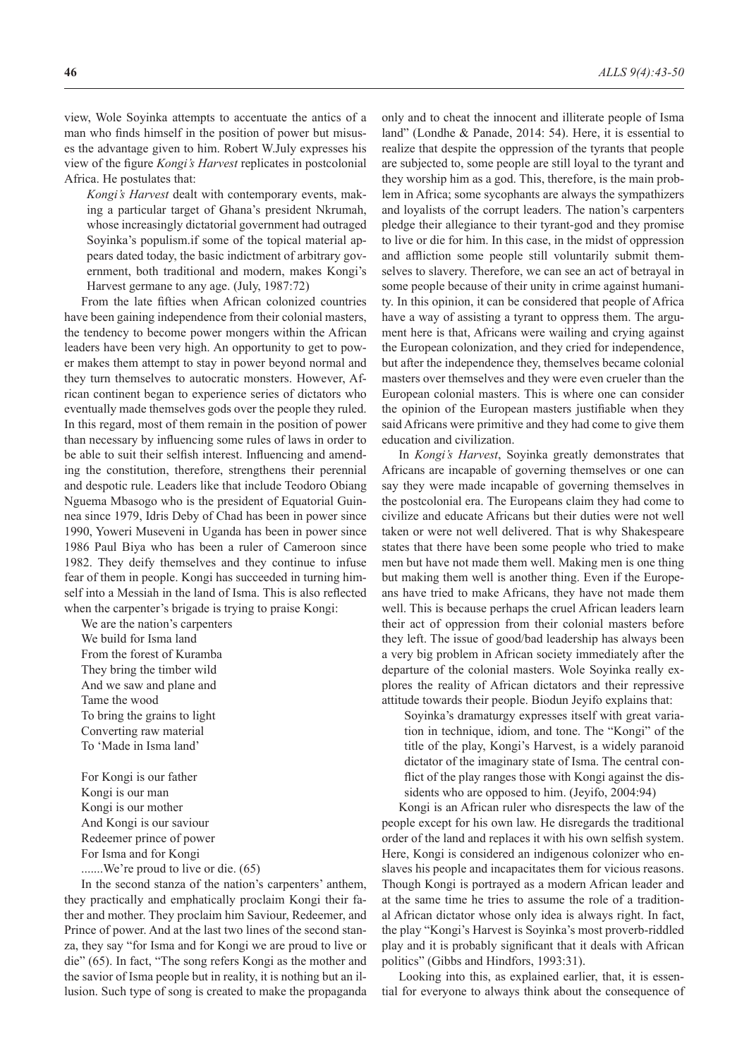view, Wole Soyinka attempts to accentuate the antics of a man who finds himself in the position of power but misuses the advantage given to him. Robert W.July expresses his view of the figure *Kongi's Harvest* replicates in postcolonial Africa. He postulates that:

> *Kongi's Harvest* dealt with contemporary events, making a particular target of Ghana's president Nkrumah, whose increasingly dictatorial government had outraged Soyinka's populism.if some of the topical material appears dated today, the basic indictment of arbitrary government, both traditional and modern, makes Kongi's Harvest germane to any age. (July, 1987:72)

From the late fifties when African colonized countries have been gaining independence from their colonial masters, the tendency to become power mongers within the African leaders have been very high. An opportunity to get to power makes them attempt to stay in power beyond normal and they turn themselves to autocratic monsters. However, African continent began to experience series of dictators who eventually made themselves gods over the people they ruled. In this regard, most of them remain in the position of power than necessary by influencing some rules of laws in order to be able to suit their selfish interest. Influencing and amending the constitution, therefore, strengthens their perennial and despotic rule. Leaders like that include Teodoro Obiang Nguema Mbasogo who is the president of Equatorial Guinnea since 1979, Idris Deby of Chad has been in power since 1990, Yoweri Museveni in Uganda has been in power since 1986 Paul Biya who has been a ruler of Cameroon since 1982. They deify themselves and they continue to infuse fear of them in people. Kongi has succeeded in turning himself into a Messiah in the land of Isma. This is also reflected when the carpenter's brigade is trying to praise Kongi:

> We are the nation's carpenters
> We build for Isma land
> From the forest of Kuramba
> They bring the timber wild
> And we saw and plane and
> Tame the wood
> To bring the grains to light
> Converting raw material
> To 'Made in Isma land'
>
> For Kongi is our father
> Kongi is our man
> Kongi is our mother
> And Kongi is our saviour
> Redeemer prince of power
> For Isma and for Kongi
> .......We're proud to live or die. (65)

In the second stanza of the nation's carpenters' anthem, they practically and emphatically proclaim Kongi their father and mother. They proclaim him Saviour, Redeemer, and Prince of power. And at the last two lines of the second stanza, they say "for Isma and for Kongi we are proud to live or die" (65). In fact, "The song refers Kongi as the mother and the savior of Isma people but in reality, it is nothing but an illusion. Such type of song is created to make the propaganda only and to cheat the innocent and illiterate people of Isma land" (Londhe & Panade, 2014: 54). Here, it is essential to realize that despite the oppression of the tyrants that people are subjected to, some people are still loyal to the tyrant and they worship him as a god. This, therefore, is the main problem in Africa; some sycophants are always the sympathizers and loyalists of the corrupt leaders. The nation's carpenters pledge their allegiance to their tyrant-god and they promise to live or die for him. In this case, in the midst of oppression and affliction some people still voluntarily submit themselves to slavery. Therefore, we can see an act of betrayal in some people because of their unity in crime against humanity. In this opinion, it can be considered that people of Africa have a way of assisting a tyrant to oppress them. The argument here is that, Africans were wailing and crying against the European colonization, and they cried for independence, but after the independence they, themselves became colonial masters over themselves and they were even crueler than the European colonial masters. This is where one can consider the opinion of the European masters justifiable when they said Africans were primitive and they had come to give them education and civilization.

In *Kongi's Harvest*, Soyinka greatly demonstrates that Africans are incapable of governing themselves or one can say they were made incapable of governing themselves in the postcolonial era. The Europeans claim they had come to civilize and educate Africans but their duties were not well taken or were not well delivered. That is why Shakespeare states that there have been some people who tried to make men but have not made them well. Making men is one thing but making them well is another thing. Even if the Europeans have tried to make Africans, they have not made them well. This is because perhaps the cruel African leaders learn their act of oppression from their colonial masters before they left. The issue of good/bad leadership has always been a very big problem in African society immediately after the departure of the colonial masters. Wole Soyinka really explores the reality of African dictators and their repressive attitude towards their people. Biodun Jeyifo explains that:

> Soyinka's dramaturgy expresses itself with great variation in technique, idiom, and tone. The "Kongi" of the title of the play, Kongi's Harvest, is a widely paranoid dictator of the imaginary state of Isma. The central conflict of the play ranges those with Kongi against the dissidents who are opposed to him. (Jeyifo, 2004:94)

Kongi is an African ruler who disrespects the law of the people except for his own law. He disregards the traditional order of the land and replaces it with his own selfish system. Here, Kongi is considered an indigenous colonizer who enslaves his people and incapacitates them for vicious reasons. Though Kongi is portrayed as a modern African leader and at the same time he tries to assume the role of a traditional African dictator whose only idea is always right. In fact, the play "Kongi's Harvest is Soyinka's most proverb-riddled play and it is probably significant that it deals with African politics" (Gibbs and Hindfors, 1993:31).

Looking into this, as explained earlier, that, it is essential for everyone to always think about the consequence of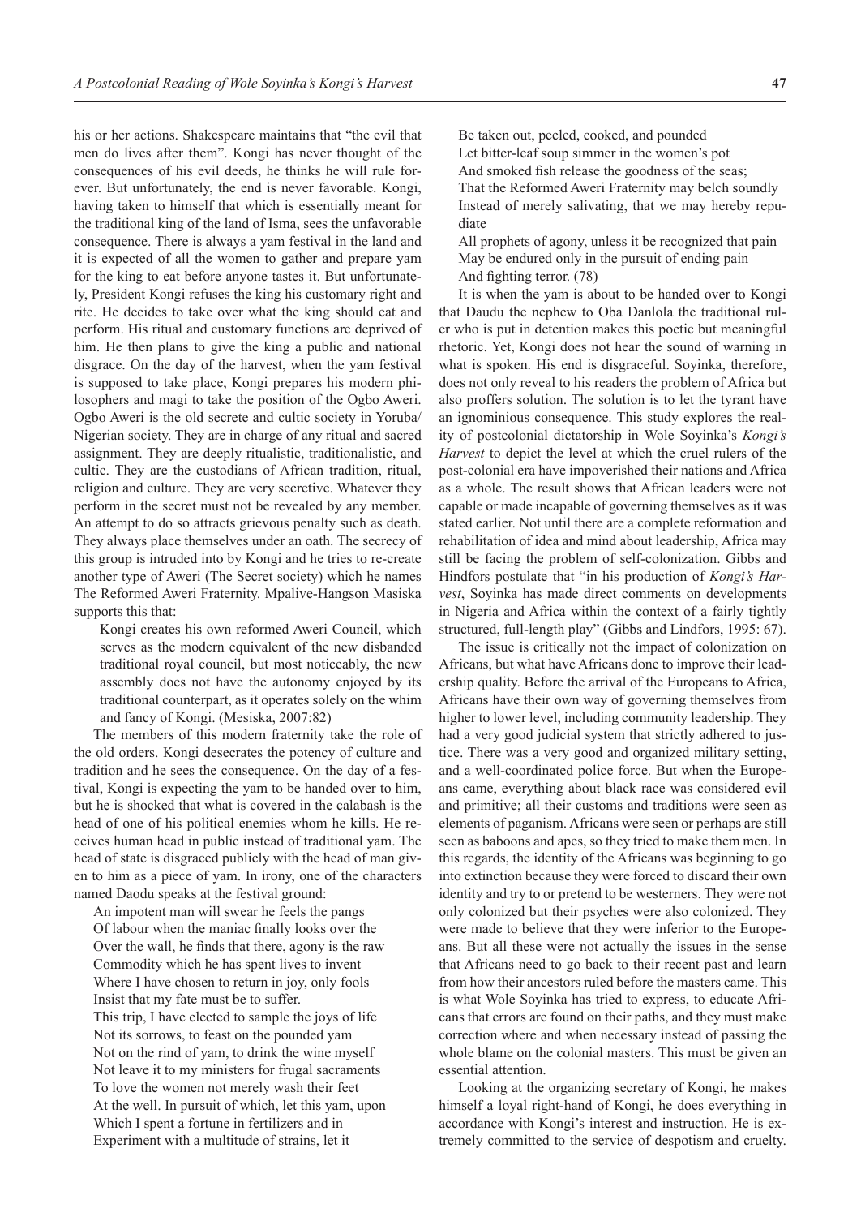his or her actions. Shakespeare maintains that "the evil that men do lives after them". Kongi has never thought of the consequences of his evil deeds, he thinks he will rule forever. But unfortunately, the end is never favorable. Kongi, having taken to himself that which is essentially meant for the traditional king of the land of Isma, sees the unfavorable consequence. There is always a yam festival in the land and it is expected of all the women to gather and prepare yam for the king to eat before anyone tastes it. But unfortunately, President Kongi refuses the king his customary right and rite. He decides to take over what the king should eat and perform. His ritual and customary functions are deprived of him. He then plans to give the king a public and national disgrace. On the day of the harvest, when the yam festival is supposed to take place, Kongi prepares his modern philosophers and magi to take the position of the Ogbo Aweri. Ogbo Aweri is the old secrete and cultic society in Yoruba/Nigerian society. They are in charge of any ritual and sacred assignment. They are deeply ritualistic, traditionalistic, and cultic. They are the custodians of African tradition, ritual, religion and culture. They are very secretive. Whatever they perform in the secret must not be revealed by any member. An attempt to do so attracts grievous penalty such as death. They always place themselves under an oath. The secrecy of this group is intruded into by Kongi and he tries to re-create another type of Aweri (The Secret society) which he names The Reformed Aweri Fraternity. Mpalive-Hangson Masiska supports this that:

> Kongi creates his own reformed Aweri Council, which serves as the modern equivalent of the new disbanded traditional royal council, but most noticeably, the new assembly does not have the autonomy enjoyed by its traditional counterpart, as it operates solely on the whim and fancy of Kongi. (Mesiska, 2007:82)

The members of this modern fraternity take the role of the old orders. Kongi desecrates the potency of culture and tradition and he sees the consequence. On the day of a festival, Kongi is expecting the yam to be handed over to him, but he is shocked that what is covered in the calabash is the head of one of his political enemies whom he kills. He receives human head in public instead of traditional yam. The head of state is disgraced publicly with the head of man given to him as a piece of yam. In irony, one of the characters named Daodu speaks at the festival ground:

> An impotent man will swear he feels the pangs
> Of labour when the maniac finally looks over the
> Over the wall, he finds that there, agony is the raw
> Commodity which he has spent lives to invent
> Where I have chosen to return in joy, only fools
> Insist that my fate must be to suffer.
> This trip, I have elected to sample the joys of life
> Not its sorrows, to feast on the pounded yam
> Not on the rind of yam, to drink the wine myself
> Not leave it to my ministers for frugal sacraments
> To love the women not merely wash their feet
> At the well. In pursuit of which, let this yam, upon
> Which I spent a fortune in fertilizers and in
> Experiment with a multitude of strains, let it
> Be taken out, peeled, cooked, and pounded
> Let bitter-leaf soup simmer in the women's pot
> And smoked fish release the goodness of the seas;
> That the Reformed Aweri Fraternity may belch soundly
> Instead of merely salivating, that we may hereby repudiate
> All prophets of agony, unless it be recognized that pain
> May be endured only in the pursuit of ending pain
> And fighting terror. (78)

It is when the yam is about to be handed over to Kongi that Daudu the nephew to Oba Danlola the traditional ruler who is put in detention makes this poetic but meaningful rhetoric. Yet, Kongi does not hear the sound of warning in what is spoken. His end is disgraceful. Soyinka, therefore, does not only reveal to his readers the problem of Africa but also proffers solution. The solution is to let the tyrant have an ignominious consequence. This study explores the reality of postcolonial dictatorship in Wole Soyinka's *Kongi's Harvest* to depict the level at which the cruel rulers of the post-colonial era have impoverished their nations and Africa as a whole. The result shows that African leaders were not capable or made incapable of governing themselves as it was stated earlier. Not until there are a complete reformation and rehabilitation of idea and mind about leadership, Africa may still be facing the problem of self-colonization. Gibbs and Hindfors postulate that "in his production of *Kongi's Harvest*, Soyinka has made direct comments on developments in Nigeria and Africa within the context of a fairly tightly structured, full-length play" (Gibbs and Lindfors, 1995: 67).

The issue is critically not the impact of colonization on Africans, but what have Africans done to improve their leadership quality. Before the arrival of the Europeans to Africa, Africans have their own way of governing themselves from higher to lower level, including community leadership. They had a very good judicial system that strictly adhered to justice. There was a very good and organized military setting, and a well-coordinated police force. But when the Europeans came, everything about black race was considered evil and primitive; all their customs and traditions were seen as elements of paganism. Africans were seen or perhaps are still seen as baboons and apes, so they tried to make them men. In this regards, the identity of the Africans was beginning to go into extinction because they were forced to discard their own identity and try to or pretend to be westerners. They were not only colonized but their psyches were also colonized. They were made to believe that they were inferior to the Europeans. But all these were not actually the issues in the sense that Africans need to go back to their recent past and learn from how their ancestors ruled before the masters came. This is what Wole Soyinka has tried to express, to educate Africans that errors are found on their paths, and they must make correction where and when necessary instead of passing the whole blame on the colonial masters. This must be given an essential attention.

Looking at the organizing secretary of Kongi, he makes himself a loyal right-hand of Kongi, he does everything in accordance with Kongi's interest and instruction. He is extremely committed to the service of despotism and cruelty.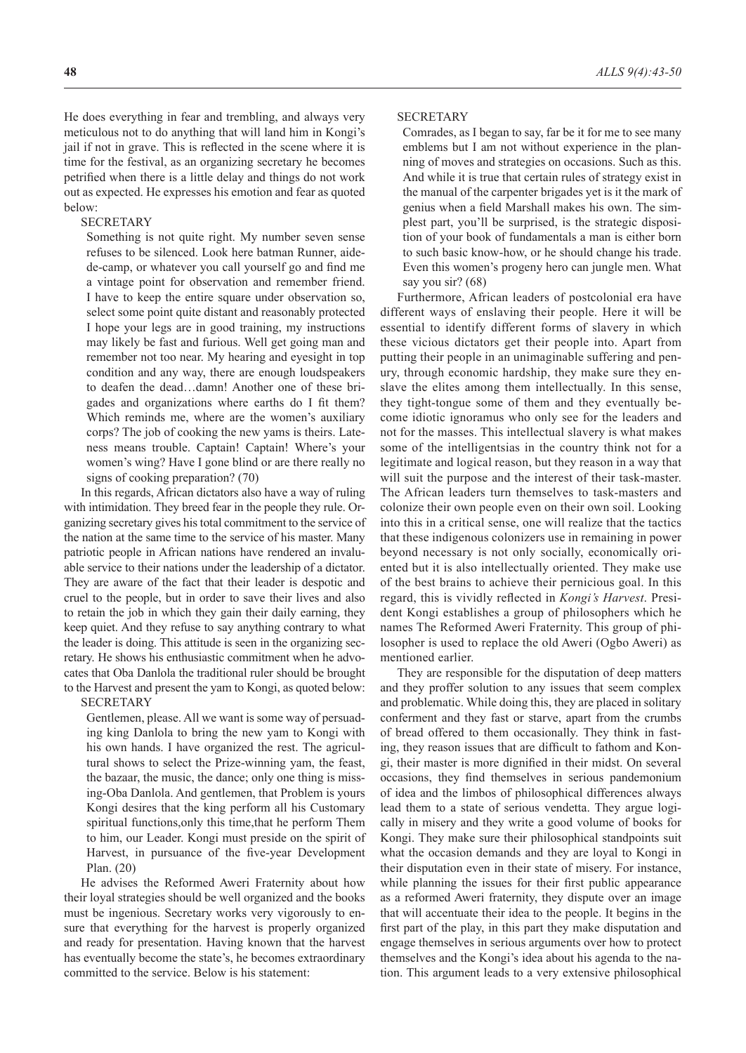He does everything in fear and trembling, and always very meticulous not to do anything that will land him in Kongi's jail if not in grave. This is reflected in the scene where it is time for the festival, as an organizing secretary he becomes petrified when there is a little delay and things do not work out as expected. He expresses his emotion and fear as quoted below:

SECRETARY

> Something is not quite right. My number seven sense refuses to be silenced. Look here batman Runner, aide-de-camp, or whatever you call yourself go and find me a vintage point for observation and remember friend. I have to keep the entire square under observation so, select some point quite distant and reasonably protected I hope your legs are in good training, my instructions may likely be fast and furious. Well get going man and remember not too near. My hearing and eyesight in top condition and any way, there are enough loudspeakers to deafen the dead…damn! Another one of these brigades and organizations where earths do I fit them? Which reminds me, where are the women's auxiliary corps? The job of cooking the new yams is theirs. Lateness means trouble. Captain! Captain! Where's your women's wing? Have I gone blind or are there really no signs of cooking preparation? (70)

In this regards, African dictators also have a way of ruling with intimidation. They breed fear in the people they rule. Organizing secretary gives his total commitment to the service of the nation at the same time to the service of his master. Many patriotic people in African nations have rendered an invaluable service to their nations under the leadership of a dictator. They are aware of the fact that their leader is despotic and cruel to the people, but in order to save their lives and also to retain the job in which they gain their daily earning, they keep quiet. And they refuse to say anything contrary to what the leader is doing. This attitude is seen in the organizing secretary. He shows his enthusiastic commitment when he advocates that Oba Danlola the traditional ruler should be brought to the Harvest and present the yam to Kongi, as quoted below:

SECRETARY

> Gentlemen, please. All we want is some way of persuading king Danlola to bring the new yam to Kongi with his own hands. I have organized the rest. The agricultural shows to select the Prize-winning yam, the feast, the bazaar, the music, the dance; only one thing is missing-Oba Danlola. And gentlemen, that Problem is yours Kongi desires that the king perform all his Customary spiritual functions,only this time,that he perform Them to him, our Leader. Kongi must preside on the spirit of Harvest, in pursuance of the five-year Development Plan. (20)

He advises the Reformed Aweri Fraternity about how their loyal strategies should be well organized and the books must be ingenious. Secretary works very vigorously to ensure that everything for the harvest is properly organized and ready for presentation. Having known that the harvest has eventually become the state's, he becomes extraordinary committed to the service. Below is his statement:

SECRETARY

> Comrades, as I began to say, far be it for me to see many emblems but I am not without experience in the planning of moves and strategies on occasions. Such as this. And while it is true that certain rules of strategy exist in the manual of the carpenter brigades yet is it the mark of genius when a field Marshall makes his own. The simplest part, you'll be surprised, is the strategic disposition of your book of fundamentals a man is either born to such basic know-how, or he should change his trade. Even this women's progeny hero can jungle men. What say you sir? (68)

Furthermore, African leaders of postcolonial era have different ways of enslaving their people. Here it will be essential to identify different forms of slavery in which these vicious dictators get their people into. Apart from putting their people in an unimaginable suffering and penury, through economic hardship, they make sure they enslave the elites among them intellectually. In this sense, they tight-tongue some of them and they eventually become idiotic ignoramus who only see for the leaders and not for the masses. This intellectual slavery is what makes some of the intelligentsias in the country think not for a legitimate and logical reason, but they reason in a way that will suit the purpose and the interest of their task-master. The African leaders turn themselves to task-masters and colonize their own people even on their own soil. Looking into this in a critical sense, one will realize that the tactics that these indigenous colonizers use in remaining in power beyond necessary is not only socially, economically oriented but it is also intellectually oriented. They make use of the best brains to achieve their pernicious goal. In this regard, this is vividly reflected in *Kongi's Harvest*. President Kongi establishes a group of philosophers which he names The Reformed Aweri Fraternity. This group of philosopher is used to replace the old Aweri (Ogbo Aweri) as mentioned earlier.

They are responsible for the disputation of deep matters and they proffer solution to any issues that seem complex and problematic. While doing this, they are placed in solitary conferment and they fast or starve, apart from the crumbs of bread offered to them occasionally. They think in fasting, they reason issues that are difficult to fathom and Kongi, their master is more dignified in their midst. On several occasions, they find themselves in serious pandemonium of idea and the limbos of philosophical differences always lead them to a state of serious vendetta. They argue logically in misery and they write a good volume of books for Kongi. They make sure their philosophical standpoints suit what the occasion demands and they are loyal to Kongi in their disputation even in their state of misery. For instance, while planning the issues for their first public appearance as a reformed Aweri fraternity, they dispute over an image that will accentuate their idea to the people. It begins in the first part of the play, in this part they make disputation and engage themselves in serious arguments over how to protect themselves and the Kongi's idea about his agenda to the nation. This argument leads to a very extensive philosophical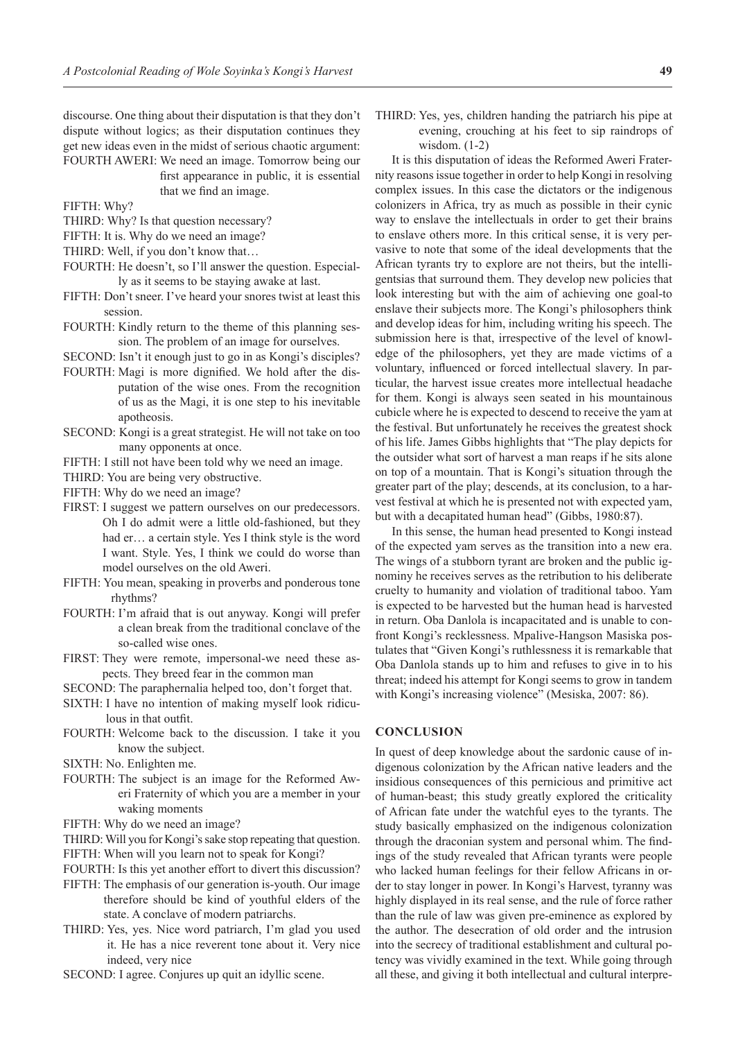discourse. One thing about their disputation is that they don't dispute without logics; as their disputation continues they get new ideas even in the midst of serious chaotic argument:

FOURTH AWERI: We need an image. Tomorrow being our first appearance in public, it is essential that we find an image.

FIFTH: Why?

THIRD: Why? Is that question necessary?

FIFTH: It is. Why do we need an image?

THIRD: Well, if you don't know that…

FOURTH: He doesn't, so I'll answer the question. Especially as it seems to be staying awake at last.

FIFTH: Don't sneer. I've heard your snores twist at least this session.

FOURTH: Kindly return to the theme of this planning session. The problem of an image for ourselves.

SECOND: Isn't it enough just to go in as Kongi's disciples?

FOURTH: Magi is more dignified. We hold after the disputation of the wise ones. From the recognition of us as the Magi, it is one step to his inevitable apotheosis.

SECOND: Kongi is a great strategist. He will not take on too many opponents at once.

FIFTH: I still not have been told why we need an image.

THIRD: You are being very obstructive.

FIFTH: Why do we need an image?

FIRST: I suggest we pattern ourselves on our predecessors. Oh I do admit were a little old-fashioned, but they had er… a certain style. Yes I think style is the word I want. Style. Yes, I think we could do worse than model ourselves on the old Aweri.

FIFTH: You mean, speaking in proverbs and ponderous tone rhythms?

FOURTH: I'm afraid that is out anyway. Kongi will prefer a clean break from the traditional conclave of the so-called wise ones.

FIRST: They were remote, impersonal-we need these aspects. They breed fear in the common man

SECOND: The paraphernalia helped too, don't forget that.

SIXTH: I have no intention of making myself look ridiculous in that outfit.

FOURTH: Welcome back to the discussion. I take it you know the subject.

SIXTH: No. Enlighten me.

FOURTH: The subject is an image for the Reformed Aweri Fraternity of which you are a member in your waking moments

FIFTH: Why do we need an image?

THIRD: Will you for Kongi's sake stop repeating that question.

FIFTH: When will you learn not to speak for Kongi?

FOURTH: Is this yet another effort to divert this discussion?

FIFTH: The emphasis of our generation is-youth. Our image therefore should be kind of youthful elders of the state. A conclave of modern patriarchs.

THIRD: Yes, yes. Nice word patriarch, I'm glad you used it. He has a nice reverent tone about it. Very nice indeed, very nice

SECOND: I agree. Conjures up quit an idyllic scene.

THIRD: Yes, yes, children handing the patriarch his pipe at evening, crouching at his feet to sip raindrops of wisdom. (1-2)

It is this disputation of ideas the Reformed Aweri Fraternity reasons issue together in order to help Kongi in resolving complex issues. In this case the dictators or the indigenous colonizers in Africa, try as much as possible in their cynic way to enslave the intellectuals in order to get their brains to enslave others more. In this critical sense, it is very pervasive to note that some of the ideal developments that the African tyrants try to explore are not theirs, but the intelligentsias that surround them. They develop new policies that look interesting but with the aim of achieving one goal-to enslave their subjects more. The Kongi's philosophers think and develop ideas for him, including writing his speech. The submission here is that, irrespective of the level of knowledge of the philosophers, yet they are made victims of a voluntary, influenced or forced intellectual slavery. In particular, the harvest issue creates more intellectual headache for them. Kongi is always seen seated in his mountainous cubicle where he is expected to descend to receive the yam at the festival. But unfortunately he receives the greatest shock of his life. James Gibbs highlights that "The play depicts for the outsider what sort of harvest a man reaps if he sits alone on top of a mountain. That is Kongi's situation through the greater part of the play; descends, at its conclusion, to a harvest festival at which he is presented not with expected yam, but with a decapitated human head" (Gibbs, 1980:87).

In this sense, the human head presented to Kongi instead of the expected yam serves as the transition into a new era. The wings of a stubborn tyrant are broken and the public ignominy he receives serves as the retribution to his deliberate cruelty to humanity and violation of traditional taboo. Yam is expected to be harvested but the human head is harvested in return. Oba Danlola is incapacitated and is unable to confront Kongi's recklessness. Mpalive-Hangson Masiska postulates that "Given Kongi's ruthlessness it is remarkable that Oba Danlola stands up to him and refuses to give in to his threat; indeed his attempt for Kongi seems to grow in tandem with Kongi's increasing violence" (Mesiska, 2007: 86).

## CONCLUSION

In quest of deep knowledge about the sardonic cause of indigenous colonization by the African native leaders and the insidious consequences of this pernicious and primitive act of human-beast; this study greatly explored the criticality of African fate under the watchful eyes to the tyrants. The study basically emphasized on the indigenous colonization through the draconian system and personal whim. The findings of the study revealed that African tyrants were people who lacked human feelings for their fellow Africans in order to stay longer in power. In Kongi's Harvest, tyranny was highly displayed in its real sense, and the rule of force rather than the rule of law was given pre-eminence as explored by the author. The desecration of old order and the intrusion into the secrecy of traditional establishment and cultural potency was vividly examined in the text. While going through all these, and giving it both intellectual and cultural interpre-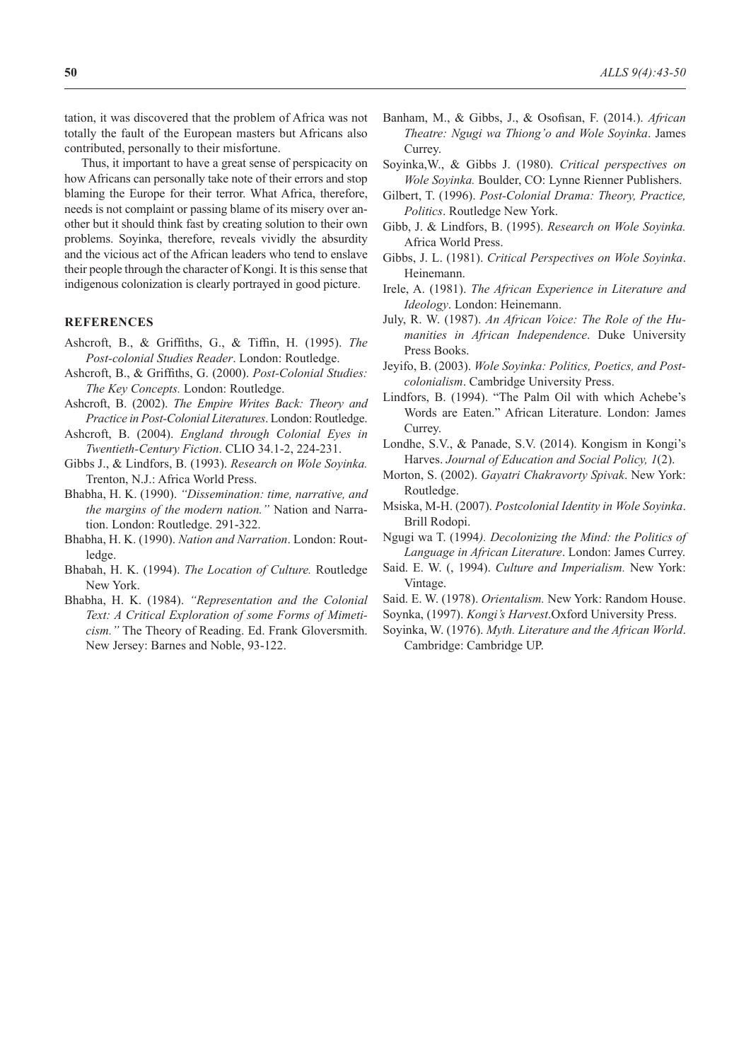tation, it was discovered that the problem of Africa was not totally the fault of the European masters but Africans also contributed, personally to their misfortune.

Thus, it important to have a great sense of perspicacity on how Africans can personally take note of their errors and stop blaming the Europe for their terror. What Africa, therefore, needs is not complaint or passing blame of its misery over another but it should think fast by creating solution to their own problems. Soyinka, therefore, reveals vividly the absurdity and the vicious act of the African leaders who tend to enslave their people through the character of Kongi. It is this sense that indigenous colonization is clearly portrayed in good picture.

## REFERENCES

Ashcroft, B., & Griffiths, G., & Tiffin, H. (1995). *The Post-colonial Studies Reader*. London: Routledge.

Ashcroft, B., & Griffiths, G. (2000). *Post-Colonial Studies: The Key Concepts.* London: Routledge.

Ashcroft, B. (2002). *The Empire Writes Back: Theory and Practice in Post-Colonial Literatures*. London: Routledge.

Ashcroft, B. (2004). *England through Colonial Eyes in Twentieth-Century Fiction*. CLIO 34.1-2, 224-231.

Gibbs J., & Lindfors, B. (1993). *Research on Wole Soyinka.* Trenton, N.J.: Africa World Press.

Bhabha, H. K. (1990). *"Dissemination: time, narrative, and the margins of the modern nation."* Nation and Narration. London: Routledge. 291-322.

Bhabha, H. K. (1990). *Nation and Narration*. London: Routledge.

Bhabah, H. K. (1994). *The Location of Culture.* Routledge New York.

Bhabha, H. K. (1984). *"Representation and the Colonial Text: A Critical Exploration of some Forms of Mimeticism."* The Theory of Reading. Ed. Frank Gloversmith. New Jersey: Barnes and Noble, 93-122.

Banham, M., & Gibbs, J., & Osofisan, F. (2014.). *African Theatre: Ngugi wa Thiong'o and Wole Soyinka*. James Currey.

Soyinka,W., & Gibbs J. (1980). *Critical perspectives on Wole Soyinka.* Boulder, CO: Lynne Rienner Publishers.

Gilbert, T. (1996). *Post-Colonial Drama: Theory, Practice, Politics*. Routledge New York.

Gibb, J. & Lindfors, B. (1995). *Research on Wole Soyinka.* Africa World Press.

Gibbs, J. L. (1981). *Critical Perspectives on Wole Soyinka*. Heinemann.

Irele, A. (1981). *The African Experience in Literature and Ideology*. London: Heinemann.

July, R. W. (1987). *An African Voice: The Role of the Humanities in African Independence*. Duke University Press Books.

Jeyifo, B. (2003). *Wole Soyinka: Politics, Poetics, and Postcolonialism*. Cambridge University Press.

Lindfors, B. (1994). "The Palm Oil with which Achebe's Words are Eaten." African Literature. London: James Currey.

Londhe, S.V., & Panade, S.V. (2014). Kongism in Kongi's Harves. *Journal of Education and Social Policy, 1*(2).

Morton, S. (2002). *Gayatri Chakravorty Spivak*. New York: Routledge.

Msiska, M-H. (2007). *Postcolonial Identity in Wole Soyinka*. Brill Rodopi.

Ngugi wa T. (1994*). Decolonizing the Mind: the Politics of Language in African Literature*. London: James Currey.

Said. E. W. (, 1994). *Culture and Imperialism.* New York: Vintage.

Said. E. W. (1978). *Orientalism.* New York: Random House.

Soynka, (1997). *Kongi's Harvest*.Oxford University Press.

Soyinka, W. (1976). *Myth. Literature and the African World*. Cambridge: Cambridge UP.